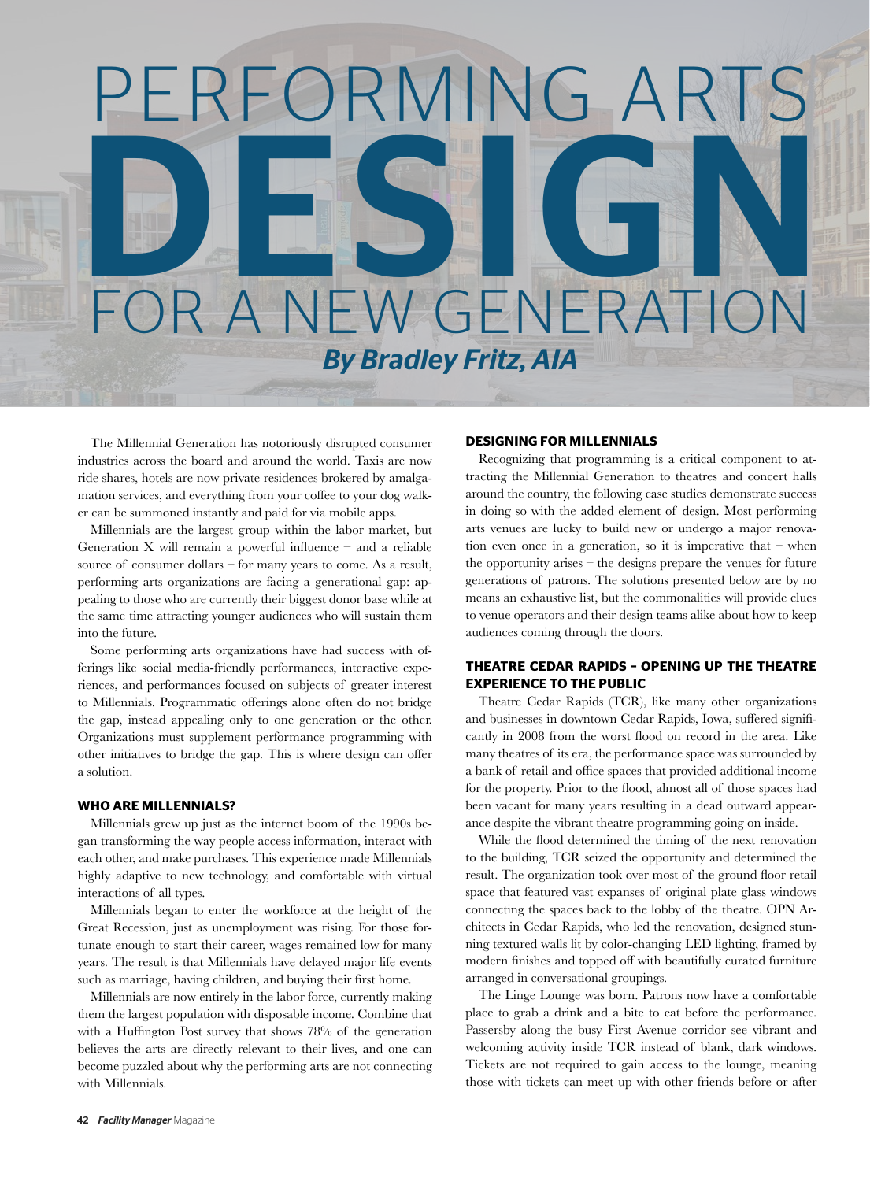# PERFORMING ARTS DESIGN FOR A NEW GENERATION

***By Bradley Fritz, AIA***

The Millennial Generation has notoriously disrupted consumer industries across the board and around the world. Taxis are now ride shares, hotels are now private residences brokered by amalgamation services, and everything from your coffee to your dog walker can be summoned instantly and paid for via mobile apps.

Millennials are the largest group within the labor market, but Generation X will remain a powerful influence – and a reliable source of consumer dollars – for many years to come. As a result, performing arts organizations are facing a generational gap: appealing to those who are currently their biggest donor base while at the same time attracting younger audiences who will sustain them into the future.

Some performing arts organizations have had success with offerings like social media-friendly performances, interactive experiences, and performances focused on subjects of greater interest to Millennials. Programmatic offerings alone often do not bridge the gap, instead appealing only to one generation or the other. Organizations must supplement performance programming with other initiatives to bridge the gap. This is where design can offer a solution.

## WHO ARE MILLENNIALS?

Millennials grew up just as the internet boom of the 1990s began transforming the way people access information, interact with each other, and make purchases. This experience made Millennials highly adaptive to new technology, and comfortable with virtual interactions of all types.

Millennials began to enter the workforce at the height of the Great Recession, just as unemployment was rising. For those fortunate enough to start their career, wages remained low for many years. The result is that Millennials have delayed major life events such as marriage, having children, and buying their first home.

Millennials are now entirely in the labor force, currently making them the largest population with disposable income. Combine that with a Huffington Post survey that shows 78% of the generation believes the arts are directly relevant to their lives, and one can become puzzled about why the performing arts are not connecting with Millennials.

## DESIGNING FOR MILLENNIALS

Recognizing that programming is a critical component to attracting the Millennial Generation to theatres and concert halls around the country, the following case studies demonstrate success in doing so with the added element of design. Most performing arts venues are lucky to build new or undergo a major renovation even once in a generation, so it is imperative that – when the opportunity arises – the designs prepare the venues for future generations of patrons. The solutions presented below are by no means an exhaustive list, but the commonalities will provide clues to venue operators and their design teams alike about how to keep audiences coming through the doors.

## THEATRE CEDAR RAPIDS – OPENING UP THE THEATRE EXPERIENCE TO THE PUBLIC

Theatre Cedar Rapids (TCR), like many other organizations and businesses in downtown Cedar Rapids, Iowa, suffered significantly in 2008 from the worst flood on record in the area. Like many theatres of its era, the performance space was surrounded by a bank of retail and office spaces that provided additional income for the property. Prior to the flood, almost all of those spaces had been vacant for many years resulting in a dead outward appearance despite the vibrant theatre programming going on inside.

While the flood determined the timing of the next renovation to the building, TCR seized the opportunity and determined the result. The organization took over most of the ground floor retail space that featured vast expanses of original plate glass windows connecting the spaces back to the lobby of the theatre. OPN Architects in Cedar Rapids, who led the renovation, designed stunning textured walls lit by color-changing LED lighting, framed by modern finishes and topped off with beautifully curated furniture arranged in conversational groupings.

The Linge Lounge was born. Patrons now have a comfortable place to grab a drink and a bite to eat before the performance. Passersby along the busy First Avenue corridor see vibrant and welcoming activity inside TCR instead of blank, dark windows. Tickets are not required to gain access to the lounge, meaning those with tickets can meet up with other friends before or after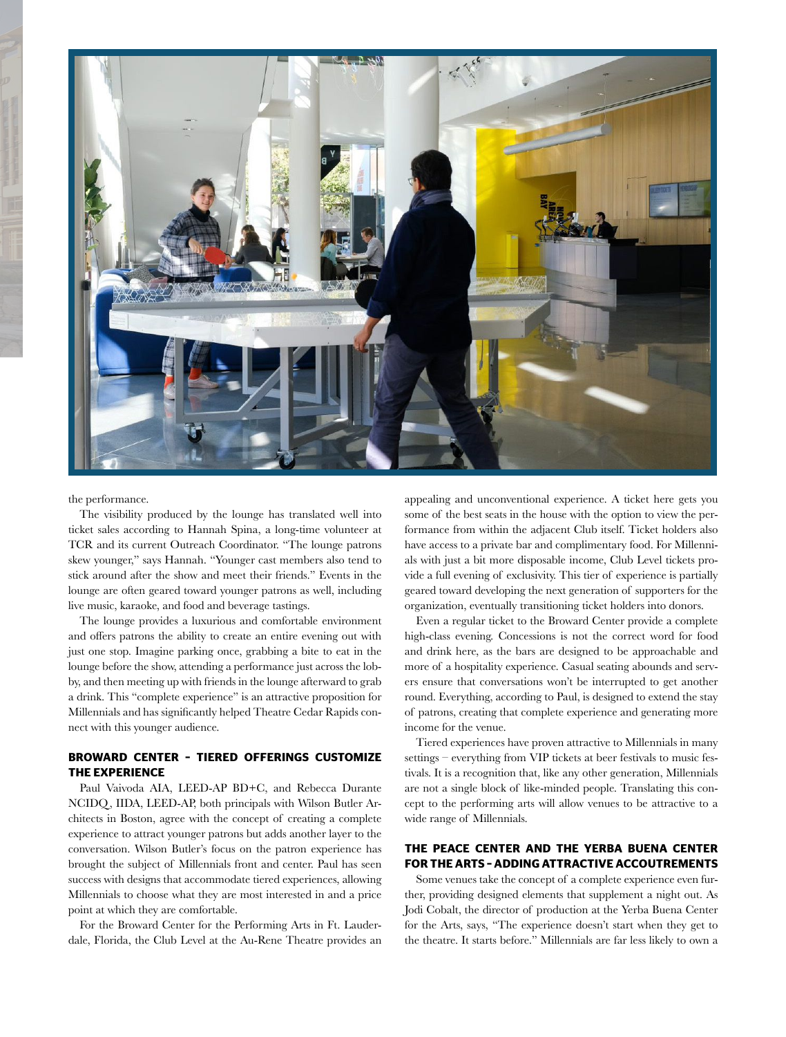the performance.

The visibility produced by the lounge has translated well into ticket sales according to Hannah Spina, a long-time volunteer at TCR and its current Outreach Coordinator. "The lounge patrons skew younger," says Hannah. "Younger cast members also tend to stick around after the show and meet their friends." Events in the lounge are often geared toward younger patrons as well, including live music, karaoke, and food and beverage tastings.

The lounge provides a luxurious and comfortable environment and offers patrons the ability to create an entire evening out with just one stop. Imagine parking once, grabbing a bite to eat in the lounge before the show, attending a performance just across the lobby, and then meeting up with friends in the lounge afterward to grab a drink. This "complete experience" is an attractive proposition for Millennials and has significantly helped Theatre Cedar Rapids connect with this younger audience.

### BROWARD CENTER – TIERED OFFERINGS CUSTOMIZE THE EXPERIENCE

Paul Vaivoda AIA, LEED-AP BD+C, and Rebecca Durante NCIDQ, IIDA, LEED-AP, both principals with Wilson Butler Architects in Boston, agree with the concept of creating a complete experience to attract younger patrons but adds another layer to the conversation. Wilson Butler's focus on the patron experience has brought the subject of Millennials front and center. Paul has seen success with designs that accommodate tiered experiences, allowing Millennials to choose what they are most interested in and a price point at which they are comfortable.

For the Broward Center for the Performing Arts in Ft. Lauderdale, Florida, the Club Level at the Au-Rene Theatre provides an appealing and unconventional experience. A ticket here gets you some of the best seats in the house with the option to view the performance from within the adjacent Club itself. Ticket holders also have access to a private bar and complimentary food. For Millennials with just a bit more disposable income, Club Level tickets provide a full evening of exclusivity. This tier of experience is partially geared toward developing the next generation of supporters for the organization, eventually transitioning ticket holders into donors.

Even a regular ticket to the Broward Center provide a complete high-class evening. Concessions is not the correct word for food and drink here, as the bars are designed to be approachable and more of a hospitality experience. Casual seating abounds and servers ensure that conversations won't be interrupted to get another round. Everything, according to Paul, is designed to extend the stay of patrons, creating that complete experience and generating more income for the venue.

Tiered experiences have proven attractive to Millennials in many settings – everything from VIP tickets at beer festivals to music festivals. It is a recognition that, like any other generation, Millennials are not a single block of like-minded people. Translating this concept to the performing arts will allow venues to be attractive to a wide range of Millennials.

### THE PEACE CENTER AND THE YERBA BUENA CENTER FOR THE ARTS – ADDING ATTRACTIVE ACCOUTREMENTS

Some venues take the concept of a complete experience even further, providing designed elements that supplement a night out. As Jodi Cobalt, the director of production at the Yerba Buena Center for the Arts, says, "The experience doesn't start when they get to the theatre. It starts before." Millennials are far less likely to own a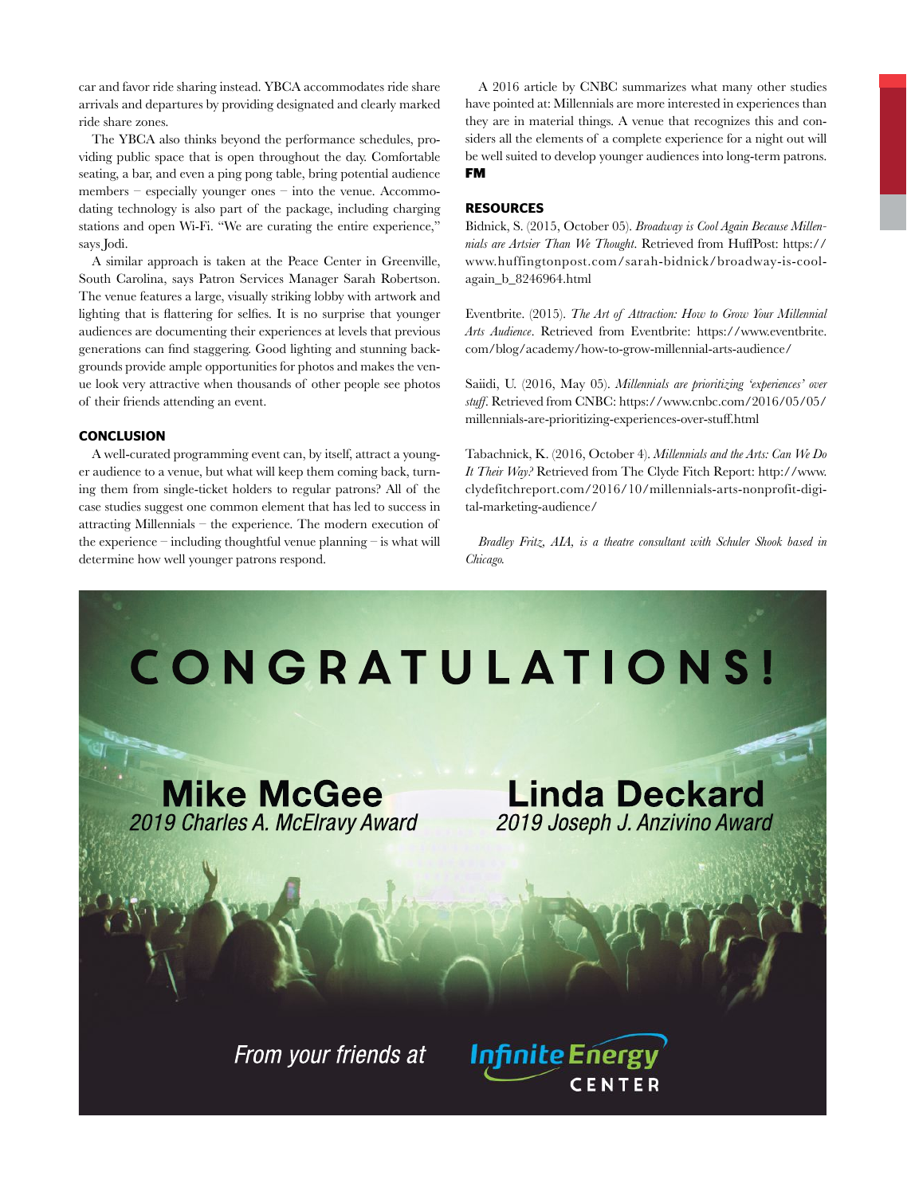car and favor ride sharing instead. YBCA accommodates ride share arrivals and departures by providing designated and clearly marked ride share zones.

The YBCA also thinks beyond the performance schedules, providing public space that is open throughout the day. Comfortable seating, a bar, and even a ping pong table, bring potential audience members – especially younger ones – into the venue. Accommodating technology is also part of the package, including charging stations and open Wi-Fi. "We are curating the entire experience," says Jodi.

A similar approach is taken at the Peace Center in Greenville, South Carolina, says Patron Services Manager Sarah Robertson. The venue features a large, visually striking lobby with artwork and lighting that is flattering for selfies. It is no surprise that younger audiences are documenting their experiences at levels that previous generations can find staggering. Good lighting and stunning backgrounds provide ample opportunities for photos and makes the venue look very attractive when thousands of other people see photos of their friends attending an event.

## CONCLUSION

A well-curated programming event can, by itself, attract a younger audience to a venue, but what will keep them coming back, turning them from single-ticket holders to regular patrons? All of the case studies suggest one common element that has led to success in attracting Millennials – the experience. The modern execution of the experience – including thoughtful venue planning – is what will determine how well younger patrons respond.

A 2016 article by CNBC summarizes what many other studies have pointed at: Millennials are more interested in experiences than they are in material things. A venue that recognizes this and considers all the elements of a complete experience for a night out will be well suited to develop younger audiences into long-term patrons. **FM**

## RESOURCES

Bidnick, S. (2015, October 05). *Broadway is Cool Again Because Millennials are Artsier Than We Thought.* Retrieved from HuffPost: https://www.huffingtonpost.com/sarah-bidnick/broadway-is-cool-again_b_8246964.html

Eventbrite. (2015). *The Art of Attraction: How to Grow Your Millennial Arts Audience*. Retrieved from Eventbrite: https://www.eventbrite.com/blog/academy/how-to-grow-millennial-arts-audience/

Saiidi, U. (2016, May 05). *Millennials are prioritizing 'experiences' over stuff.* Retrieved from CNBC: https://www.cnbc.com/2016/05/05/millennials-are-prioritizing-experiences-over-stuff.html

Tabachnick, K. (2016, October 4). *Millennials and the Arts: Can We Do It Their Way?* Retrieved from The Clyde Fitch Report: http://www.clydefitchreport.com/2016/10/millennials-arts-nonprofit-digital-marketing-audience/

*Bradley Fritz, AIA, is a theatre consultant with Schuler Shook based in Chicago.*

# CONGRATULATIONS!

**Mike McGee**
*2019 Charles A. McElravy Award*

**Linda Deckard**
*2019 Joseph J. Anzivino Award*

*From your friends at* Infinite Energy CENTER